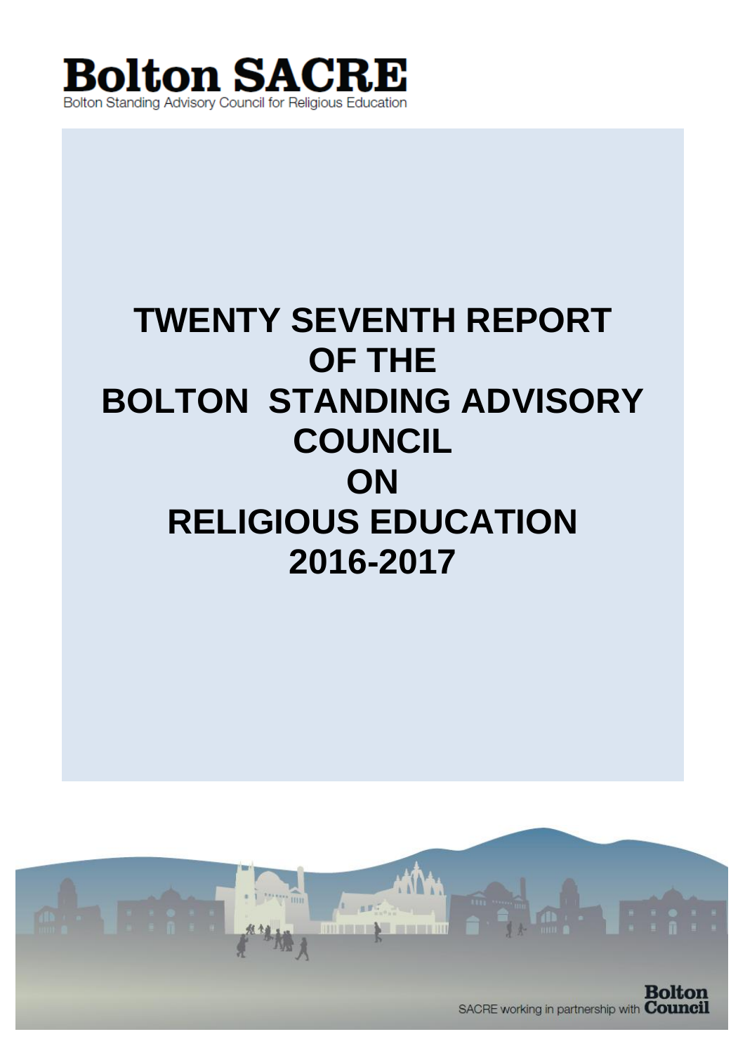**Bolton SACRE**

Bolton Standing Advisory Council for Religious Education

# TWENTY SEVENTH REPORT OF THE BOLTON STANDING ADVISORY COUNCIL ON RELIGIOUS EDUCATION 2016-2017

SACRE working in partnership with **Bolton Council**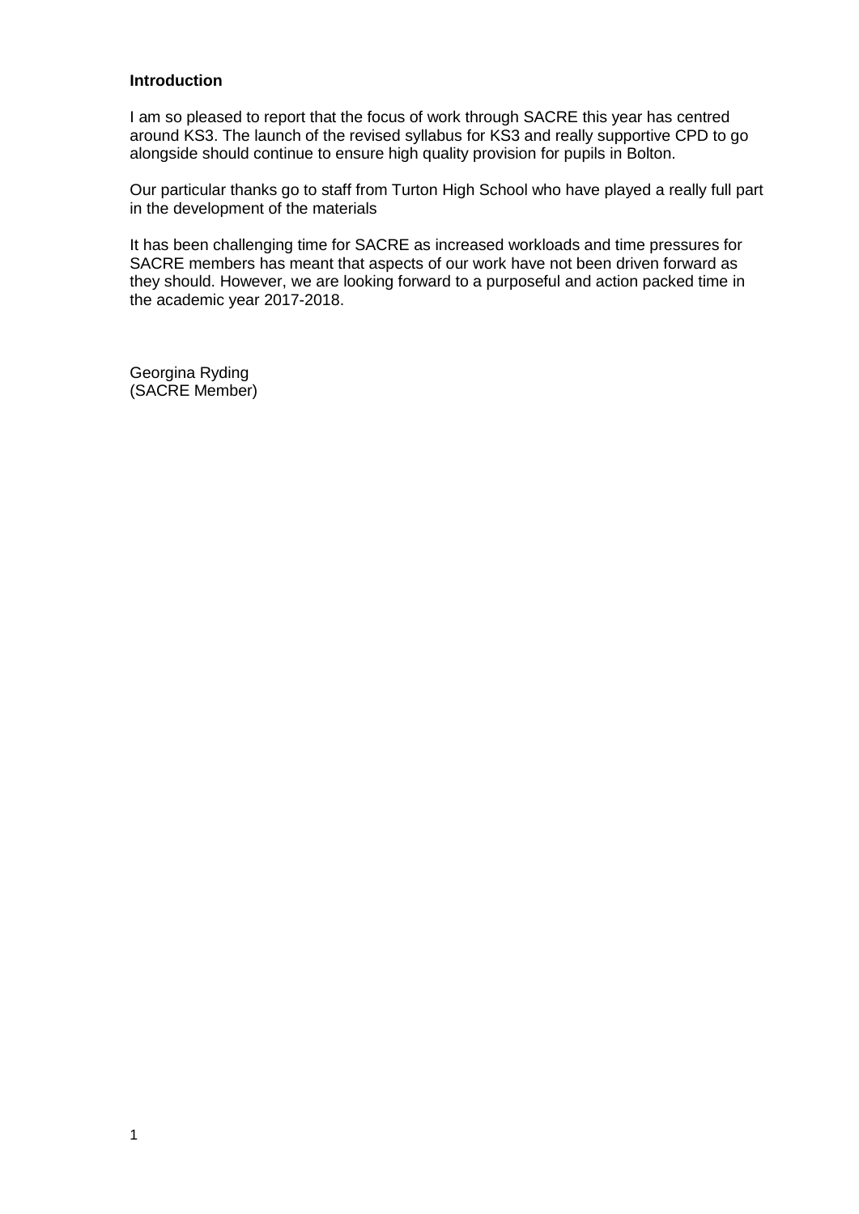## Introduction

I am so pleased to report that the focus of work through SACRE this year has centred around KS3. The launch of the revised syllabus for KS3 and really supportive CPD to go alongside should continue to ensure high quality provision for pupils in Bolton.

Our particular thanks go to staff from Turton High School who have played a really full part in the development of the materials

It has been challenging time for SACRE as increased workloads and time pressures for SACRE members has meant that aspects of our work have not been driven forward as they should. However, we are looking forward to a purposeful and action packed time in the academic year 2017-2018.

Georgina Ryding
(SACRE Member)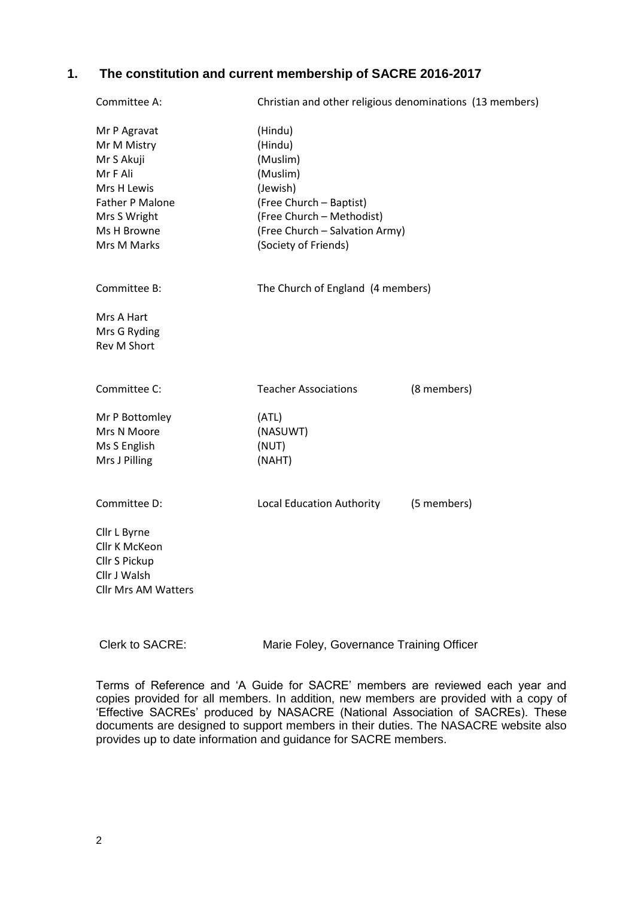## 1. The constitution and current membership of SACRE 2016-2017

| Committee A: | Christian and other religious denominations (13 members) |
|---|---|
| Mr P Agravat | (Hindu) |
| Mr M Mistry | (Hindu) |
| Mr S Akuji | (Muslim) |
| Mr F Ali | (Muslim) |
| Mrs H Lewis | (Jewish) |
| Father P Malone | (Free Church – Baptist) |
| Mrs S Wright | (Free Church – Methodist) |
| Ms H Browne | (Free Church – Salvation Army) |
| Mrs M Marks | (Society of Friends) |

| Committee B: | The Church of England (4 members) |
|---|---|
| Mrs A Hart | |
| Mrs G Ryding | |
| Rev M Short | |

| Committee C: | Teacher Associations | (8 members) |
|---|---|---|
| Mr P Bottomley | (ATL) | |
| Mrs N Moore | (NASUWT) | |
| Ms S English | (NUT) | |
| Mrs J Pilling | (NAHT) | |

| Committee D: | Local Education Authority | (5 members) |
|---|---|---|
| Cllr L Byrne | | |
| Cllr K McKeon | | |
| Cllr S Pickup | | |
| Cllr J Walsh | | |
| Cllr Mrs AM Watters | | |

Clerk to SACRE: Marie Foley, Governance Training Officer

Terms of Reference and 'A Guide for SACRE' members are reviewed each year and copies provided for all members. In addition, new members are provided with a copy of 'Effective SACREs' produced by NASACRE (National Association of SACREs). These documents are designed to support members in their duties. The NASACRE website also provides up to date information and guidance for SACRE members.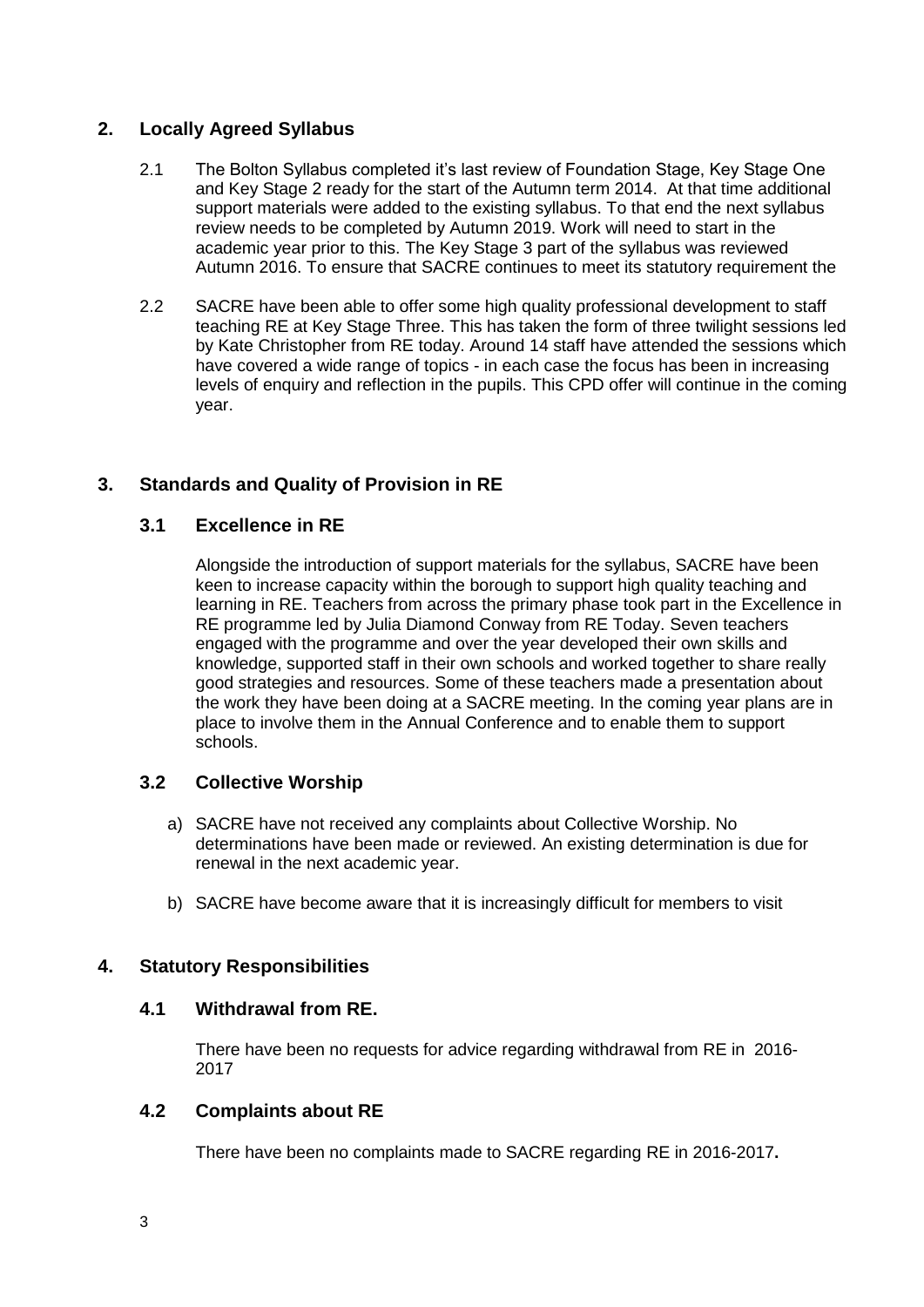## 2. Locally Agreed Syllabus

2.1 The Bolton Syllabus completed it's last review of Foundation Stage, Key Stage One and Key Stage 2 ready for the start of the Autumn term 2014. At that time additional support materials were added to the existing syllabus. To that end the next syllabus review needs to be completed by Autumn 2019. Work will need to start in the academic year prior to this. The Key Stage 3 part of the syllabus was reviewed Autumn 2016. To ensure that SACRE continues to meet its statutory requirement the

2.2 SACRE have been able to offer some high quality professional development to staff teaching RE at Key Stage Three. This has taken the form of three twilight sessions led by Kate Christopher from RE today. Around 14 staff have attended the sessions which have covered a wide range of topics - in each case the focus has been in increasing levels of enquiry and reflection in the pupils. This CPD offer will continue in the coming year.

## 3. Standards and Quality of Provision in RE

### 3.1 Excellence in RE

Alongside the introduction of support materials for the syllabus, SACRE have been keen to increase capacity within the borough to support high quality teaching and learning in RE. Teachers from across the primary phase took part in the Excellence in RE programme led by Julia Diamond Conway from RE Today. Seven teachers engaged with the programme and over the year developed their own skills and knowledge, supported staff in their own schools and worked together to share really good strategies and resources. Some of these teachers made a presentation about the work they have been doing at a SACRE meeting. In the coming year plans are in place to involve them in the Annual Conference and to enable them to support schools.

### 3.2 Collective Worship

a) SACRE have not received any complaints about Collective Worship. No determinations have been made or reviewed. An existing determination is due for renewal in the next academic year.

b) SACRE have become aware that it is increasingly difficult for members to visit

## 4. Statutory Responsibilities

### 4.1 Withdrawal from RE.

There have been no requests for advice regarding withdrawal from RE in 2016-2017

### 4.2 Complaints about RE

There have been no complaints made to SACRE regarding RE in 2016-2017**.**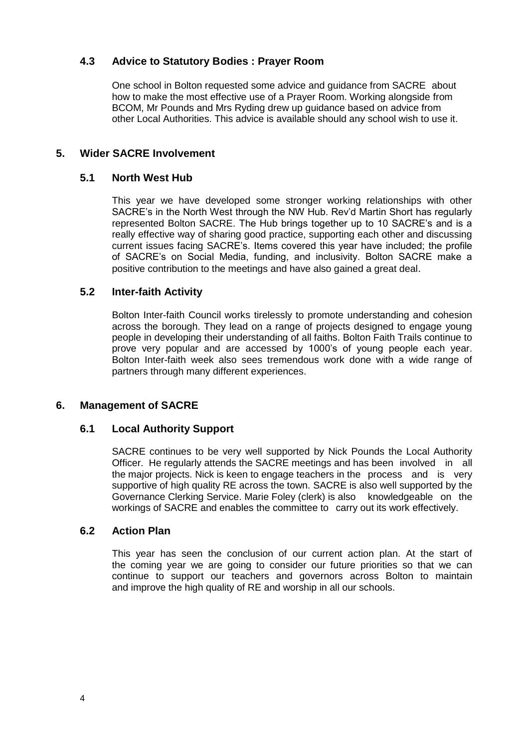### 4.3 Advice to Statutory Bodies : Prayer Room

One school in Bolton requested some advice and guidance from SACRE about how to make the most effective use of a Prayer Room. Working alongside from BCOM, Mr Pounds and Mrs Ryding drew up guidance based on advice from other Local Authorities. This advice is available should any school wish to use it.

## 5. Wider SACRE Involvement

### 5.1 North West Hub

This year we have developed some stronger working relationships with other SACRE's in the North West through the NW Hub. Rev'd Martin Short has regularly represented Bolton SACRE. The Hub brings together up to 10 SACRE's and is a really effective way of sharing good practice, supporting each other and discussing current issues facing SACRE's. Items covered this year have included; the profile of SACRE's on Social Media, funding, and inclusivity. Bolton SACRE make a positive contribution to the meetings and have also gained a great deal.

### 5.2 Inter-faith Activity

Bolton Inter-faith Council works tirelessly to promote understanding and cohesion across the borough. They lead on a range of projects designed to engage young people in developing their understanding of all faiths. Bolton Faith Trails continue to prove very popular and are accessed by 1000's of young people each year. Bolton Inter-faith week also sees tremendous work done with a wide range of partners through many different experiences.

## 6. Management of SACRE

### 6.1 Local Authority Support

SACRE continues to be very well supported by Nick Pounds the Local Authority Officer. He regularly attends the SACRE meetings and has been involved in all the major projects. Nick is keen to engage teachers in the process and is very supportive of high quality RE across the town. SACRE is also well supported by the Governance Clerking Service. Marie Foley (clerk) is also knowledgeable on the workings of SACRE and enables the committee to carry out its work effectively.

### 6.2 Action Plan

This year has seen the conclusion of our current action plan. At the start of the coming year we are going to consider our future priorities so that we can continue to support our teachers and governors across Bolton to maintain and improve the high quality of RE and worship in all our schools.